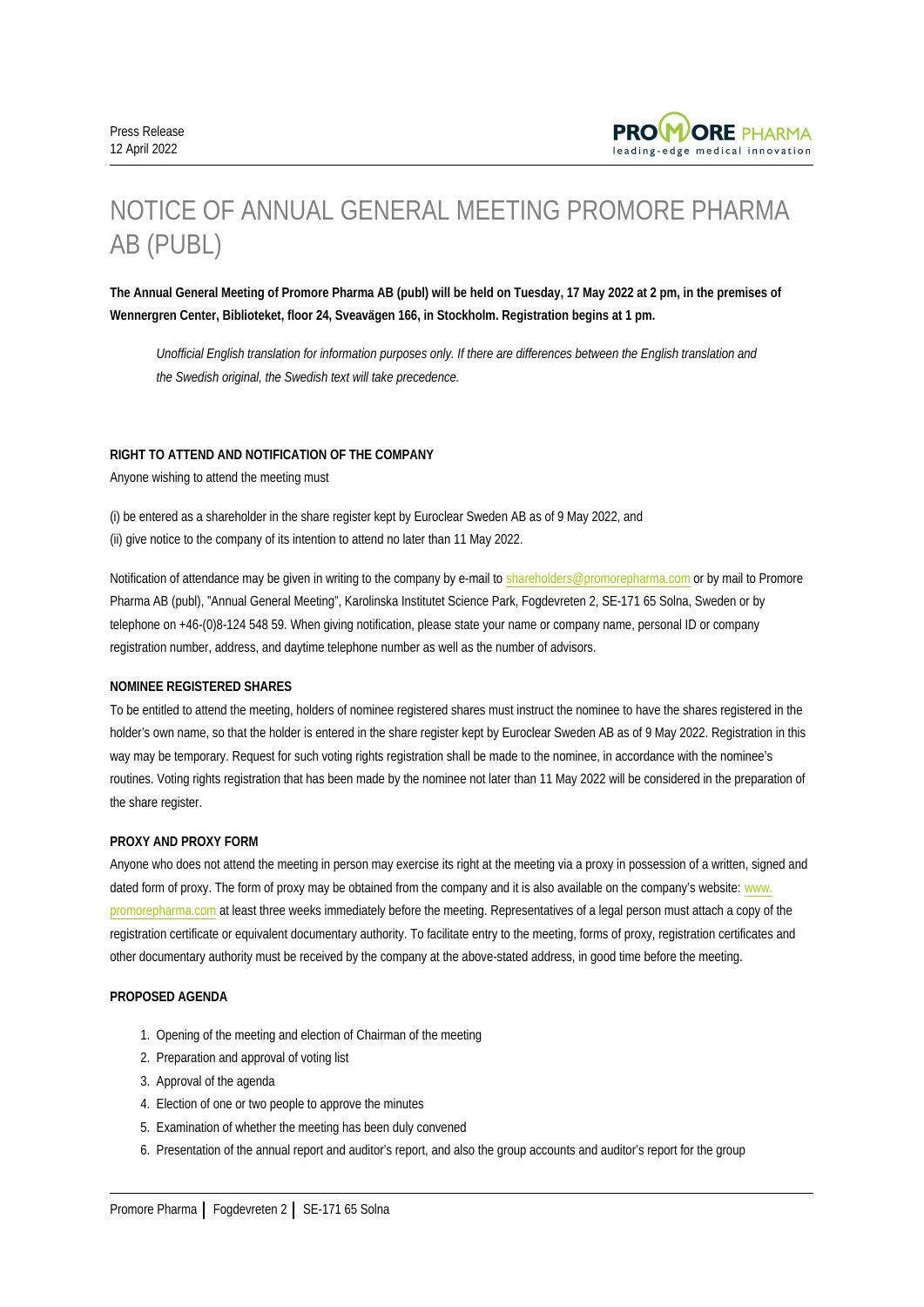Press Release
12 April 2022

# NOTICE OF ANNUAL GENERAL MEETING PROMORE PHARMA AB (PUBL)

**The Annual General Meeting of Promore Pharma AB (publ) will be held on Tuesday, 17 May 2022 at 2 pm, in the premises of Wennergren Center, Biblioteket, floor 24, Sveavägen 166, in Stockholm. Registration begins at 1 pm.**

*Unofficial English translation for information purposes only. If there are differences between the English translation and the Swedish original, the Swedish text will take precedence.*

### RIGHT TO ATTEND AND NOTIFICATION OF THE COMPANY

Anyone wishing to attend the meeting must

(i) be entered as a shareholder in the share register kept by Euroclear Sweden AB as of 9 May 2022, and
(ii) give notice to the company of its intention to attend no later than 11 May 2022.

Notification of attendance may be given in writing to the company by e-mail to shareholders@promorepharma.com or by mail to Promore Pharma AB (publ), "Annual General Meeting", Karolinska Institutet Science Park, Fogdevreten 2, SE-171 65 Solna, Sweden or by telephone on +46-(0)8-124 548 59. When giving notification, please state your name or company name, personal ID or company registration number, address, and daytime telephone number as well as the number of advisors.

### NOMINEE REGISTERED SHARES

To be entitled to attend the meeting, holders of nominee registered shares must instruct the nominee to have the shares registered in the holder's own name, so that the holder is entered in the share register kept by Euroclear Sweden AB as of 9 May 2022. Registration in this way may be temporary. Request for such voting rights registration shall be made to the nominee, in accordance with the nominee's routines. Voting rights registration that has been made by the nominee not later than 11 May 2022 will be considered in the preparation of the share register.

### PROXY AND PROXY FORM

Anyone who does not attend the meeting in person may exercise its right at the meeting via a proxy in possession of a written, signed and dated form of proxy. The form of proxy may be obtained from the company and it is also available on the company's website: www.promorepharma.com at least three weeks immediately before the meeting. Representatives of a legal person must attach a copy of the registration certificate or equivalent documentary authority. To facilitate entry to the meeting, forms of proxy, registration certificates and other documentary authority must be received by the company at the above-stated address, in good time before the meeting.

### PROPOSED AGENDA

1. Opening of the meeting and election of Chairman of the meeting
2. Preparation and approval of voting list
3. Approval of the agenda
4. Election of one or two people to approve the minutes
5. Examination of whether the meeting has been duly convened
6. Presentation of the annual report and auditor's report, and also the group accounts and auditor's report for the group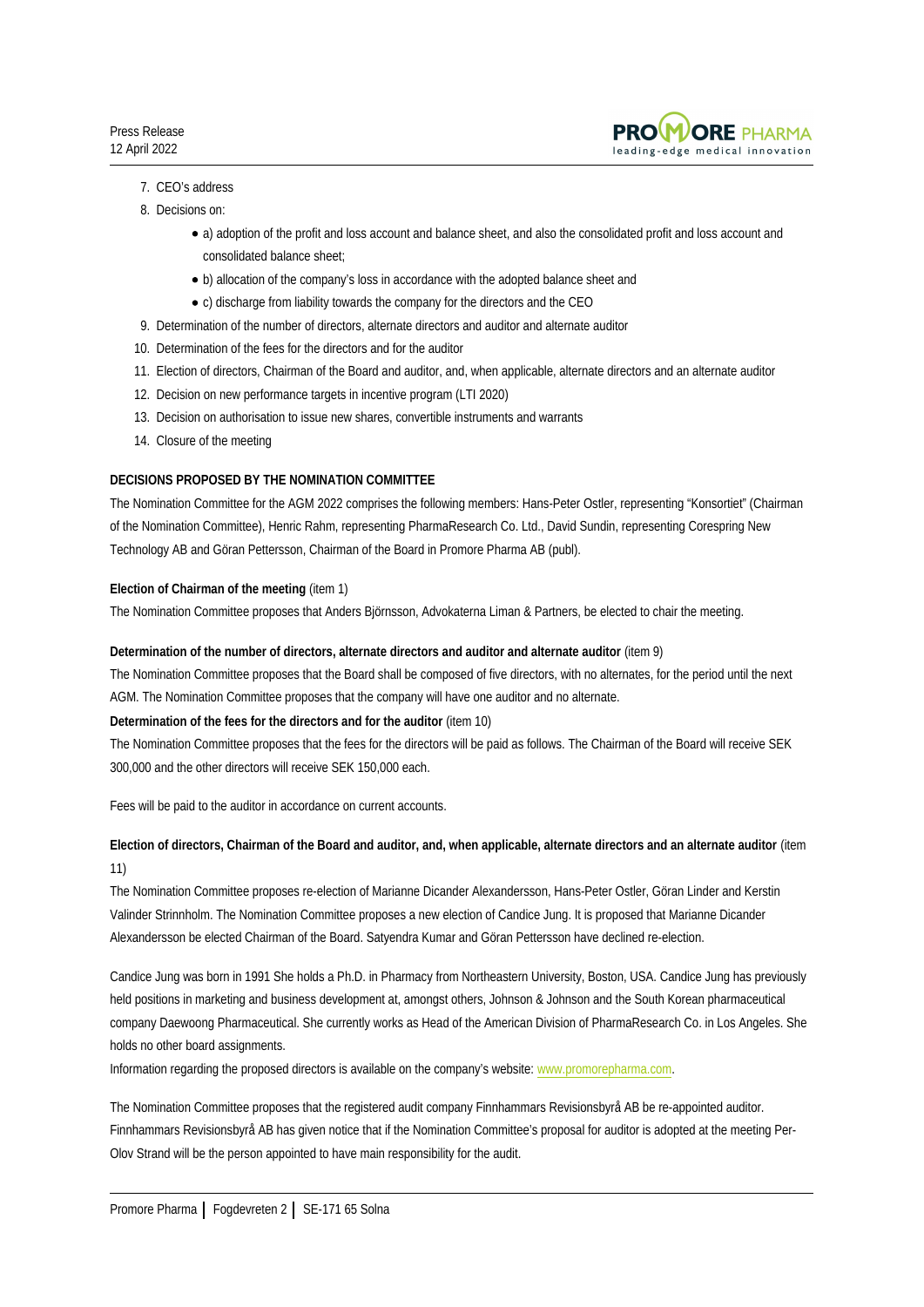7. CEO's address
8. Decisions on:
    - a) adoption of the profit and loss account and balance sheet, and also the consolidated profit and loss account and consolidated balance sheet;
    - b) allocation of the company's loss in accordance with the adopted balance sheet and
    - c) discharge from liability towards the company for the directors and the CEO
9. Determination of the number of directors, alternate directors and auditor and alternate auditor
10. Determination of the fees for the directors and for the auditor
11. Election of directors, Chairman of the Board and auditor, and, when applicable, alternate directors and an alternate auditor
12. Decision on new performance targets in incentive program (LTI 2020)
13. Decision on authorisation to issue new shares, convertible instruments and warrants
14. Closure of the meeting

**DECISIONS PROPOSED BY THE NOMINATION COMMITTEE**

The Nomination Committee for the AGM 2022 comprises the following members: Hans-Peter Ostler, representing "Konsortiet" (Chairman of the Nomination Committee), Henric Rahm, representing PharmaResearch Co. Ltd., David Sundin, representing Corespring New Technology AB and Göran Pettersson, Chairman of the Board in Promore Pharma AB (publ).

**Election of Chairman of the meeting** (item 1)

The Nomination Committee proposes that Anders Björnsson, Advokaterna Liman & Partners, be elected to chair the meeting.

**Determination of the number of directors, alternate directors and auditor and alternate auditor** (item 9)

The Nomination Committee proposes that the Board shall be composed of five directors, with no alternates, for the period until the next AGM. The Nomination Committee proposes that the company will have one auditor and no alternate.

**Determination of the fees for the directors and for the auditor** (item 10)

The Nomination Committee proposes that the fees for the directors will be paid as follows. The Chairman of the Board will receive SEK 300,000 and the other directors will receive SEK 150,000 each.

Fees will be paid to the auditor in accordance on current accounts.

**Election of directors, Chairman of the Board and auditor, and, when applicable, alternate directors and an alternate auditor** (item 11)

The Nomination Committee proposes re-election of Marianne Dicander Alexandersson, Hans-Peter Ostler, Göran Linder and Kerstin Valinder Strinnholm. The Nomination Committee proposes a new election of Candice Jung. It is proposed that Marianne Dicander Alexandersson be elected Chairman of the Board. Satyendra Kumar and Göran Pettersson have declined re-election.

Candice Jung was born in 1991 She holds a Ph.D. in Pharmacy from Northeastern University, Boston, USA. Candice Jung has previously held positions in marketing and business development at, amongst others, Johnson & Johnson and the South Korean pharmaceutical company Daewoong Pharmaceutical. She currently works as Head of the American Division of PharmaResearch Co. in Los Angeles. She holds no other board assignments.

Information regarding the proposed directors is available on the company's website: www.promorepharma.com.

The Nomination Committee proposes that the registered audit company Finnhammars Revisionsbyrå AB be re-appointed auditor. Finnhammars Revisionsbyrå AB has given notice that if the Nomination Committee's proposal for auditor is adopted at the meeting Per-Olov Strand will be the person appointed to have main responsibility for the audit.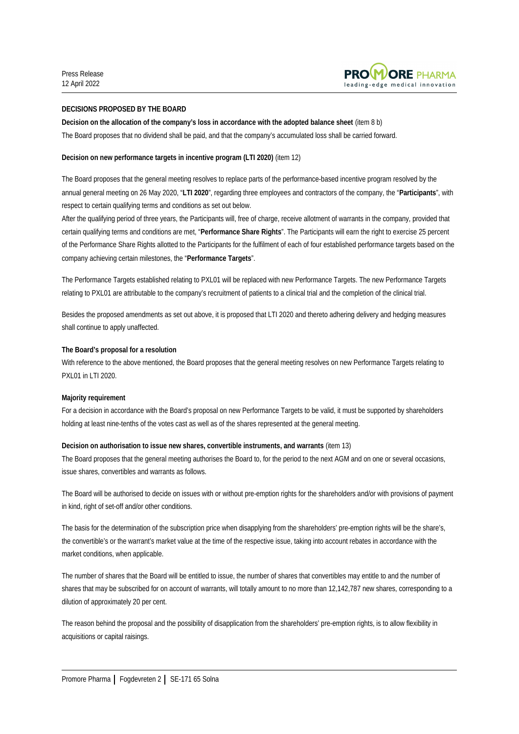**DECISIONS PROPOSED BY THE BOARD**

**Decision on the allocation of the company's loss in accordance with the adopted balance sheet** (item 8 b)

The Board proposes that no dividend shall be paid, and that the company's accumulated loss shall be carried forward.

**Decision on new performance targets in incentive program (LTI 2020)** (item 12)

The Board proposes that the general meeting resolves to replace parts of the performance-based incentive program resolved by the annual general meeting on 26 May 2020, "**LTI 2020**", regarding three employees and contractors of the company, the "**Participants**", with respect to certain qualifying terms and conditions as set out below.

After the qualifying period of three years, the Participants will, free of charge, receive allotment of warrants in the company, provided that certain qualifying terms and conditions are met, "**Performance Share Rights**". The Participants will earn the right to exercise 25 percent of the Performance Share Rights allotted to the Participants for the fulfilment of each of four established performance targets based on the company achieving certain milestones, the "**Performance Targets**".

The Performance Targets established relating to PXL01 will be replaced with new Performance Targets. The new Performance Targets relating to PXL01 are attributable to the company's recruitment of patients to a clinical trial and the completion of the clinical trial.

Besides the proposed amendments as set out above, it is proposed that LTI 2020 and thereto adhering delivery and hedging measures shall continue to apply unaffected.

**The Board's proposal for a resolution**

With reference to the above mentioned, the Board proposes that the general meeting resolves on new Performance Targets relating to PXL01 in LTI 2020.

**Majority requirement**

For a decision in accordance with the Board's proposal on new Performance Targets to be valid, it must be supported by shareholders holding at least nine-tenths of the votes cast as well as of the shares represented at the general meeting.

**Decision on authorisation to issue new shares, convertible instruments, and warrants** (item 13)

The Board proposes that the general meeting authorises the Board to, for the period to the next AGM and on one or several occasions, issue shares, convertibles and warrants as follows.

The Board will be authorised to decide on issues with or without pre-emption rights for the shareholders and/or with provisions of payment in kind, right of set-off and/or other conditions.

The basis for the determination of the subscription price when disapplying from the shareholders' pre-emption rights will be the share's, the convertible's or the warrant's market value at the time of the respective issue, taking into account rebates in accordance with the market conditions, when applicable.

The number of shares that the Board will be entitled to issue, the number of shares that convertibles may entitle to and the number of shares that may be subscribed for on account of warrants, will totally amount to no more than 12,142,787 new shares, corresponding to a dilution of approximately 20 per cent.

The reason behind the proposal and the possibility of disapplication from the shareholders' pre-emption rights, is to allow flexibility in acquisitions or capital raisings.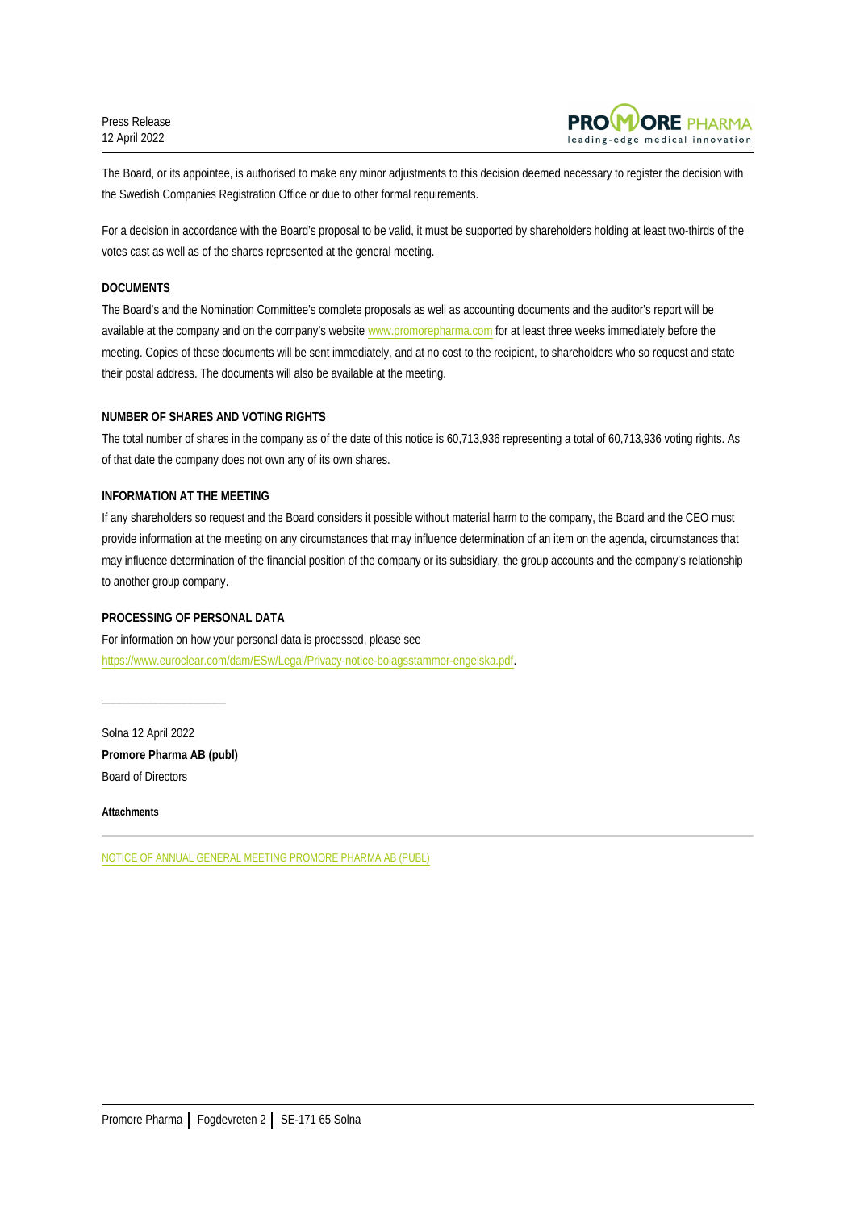The Board, or its appointee, is authorised to make any minor adjustments to this decision deemed necessary to register the decision with the Swedish Companies Registration Office or due to other formal requirements.

For a decision in accordance with the Board's proposal to be valid, it must be supported by shareholders holding at least two-thirds of the votes cast as well as of the shares represented at the general meeting.

**DOCUMENTS**

The Board's and the Nomination Committee's complete proposals as well as accounting documents and the auditor's report will be available at the company and on the company's website www.promorepharma.com for at least three weeks immediately before the meeting. Copies of these documents will be sent immediately, and at no cost to the recipient, to shareholders who so request and state their postal address. The documents will also be available at the meeting.

**NUMBER OF SHARES AND VOTING RIGHTS**

The total number of shares in the company as of the date of this notice is 60,713,936 representing a total of 60,713,936 voting rights. As of that date the company does not own any of its own shares.

**INFORMATION AT THE MEETING**

If any shareholders so request and the Board considers it possible without material harm to the company, the Board and the CEO must provide information at the meeting on any circumstances that may influence determination of an item on the agenda, circumstances that may influence determination of the financial position of the company or its subsidiary, the group accounts and the company's relationship to another group company.

**PROCESSING OF PERSONAL DATA**

For information on how your personal data is processed, please see https://www.euroclear.com/dam/ESw/Legal/Privacy-notice-bolagsstammor-engelska.pdf.

\_\_\_\_\_\_\_\_\_\_\_\_\_\_\_\_\_\_\_\_

Solna 12 April 2022

**Promore Pharma AB (publ)**

Board of Directors

**Attachments**

NOTICE OF ANNUAL GENERAL MEETING PROMORE PHARMA AB (PUBL)